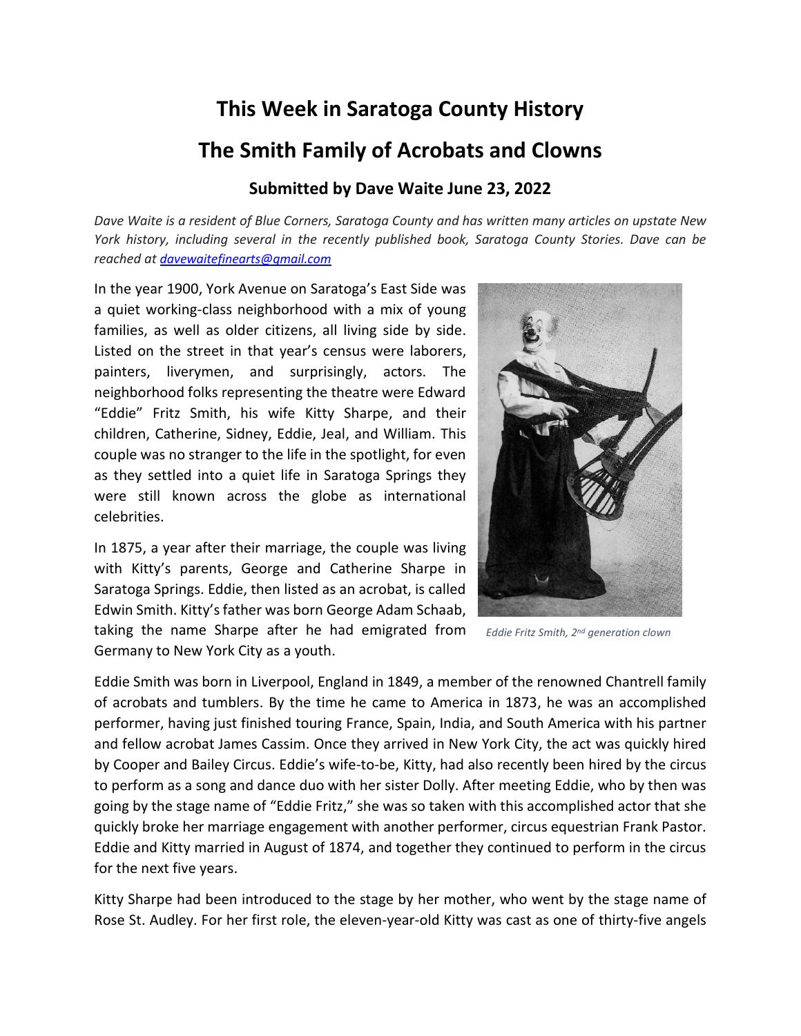# This Week in Saratoga County History

## The Smith Family of Acrobats and Clowns

### Submitted by Dave Waite June 23, 2022

*Dave Waite is a resident of Blue Corners, Saratoga County and has written many articles on upstate New York history, including several in the recently published book, Saratoga County Stories. Dave can be reached at [davewaitefinearts@gmail.com](mailto:davewaitefinearts@gmail.com)*

In the year 1900, York Avenue on Saratoga's East Side was a quiet working-class neighborhood with a mix of young families, as well as older citizens, all living side by side. Listed on the street in that year's census were laborers, painters, liverymen, and surprisingly, actors. The neighborhood folks representing the theatre were Edward "Eddie" Fritz Smith, his wife Kitty Sharpe, and their children, Catherine, Sidney, Eddie, Jeal, and William. This couple was no stranger to the life in the spotlight, for even as they settled into a quiet life in Saratoga Springs they were still known across the globe as international celebrities.

*Eddie Fritz Smith, 2nd generation clown*

In 1875, a year after their marriage, the couple was living with Kitty's parents, George and Catherine Sharpe in Saratoga Springs. Eddie, then listed as an acrobat, is called Edwin Smith. Kitty's father was born George Adam Schaab, taking the name Sharpe after he had emigrated from Germany to New York City as a youth.

Eddie Smith was born in Liverpool, England in 1849, a member of the renowned Chantrell family of acrobats and tumblers. By the time he came to America in 1873, he was an accomplished performer, having just finished touring France, Spain, India, and South America with his partner and fellow acrobat James Cassim. Once they arrived in New York City, the act was quickly hired by Cooper and Bailey Circus. Eddie's wife-to-be, Kitty, had also recently been hired by the circus to perform as a song and dance duo with her sister Dolly. After meeting Eddie, who by then was going by the stage name of "Eddie Fritz," she was so taken with this accomplished actor that she quickly broke her marriage engagement with another performer, circus equestrian Frank Pastor. Eddie and Kitty married in August of 1874, and together they continued to perform in the circus for the next five years.

Kitty Sharpe had been introduced to the stage by her mother, who went by the stage name of Rose St. Audley. For her first role, the eleven-year-old Kitty was cast as one of thirty-five angels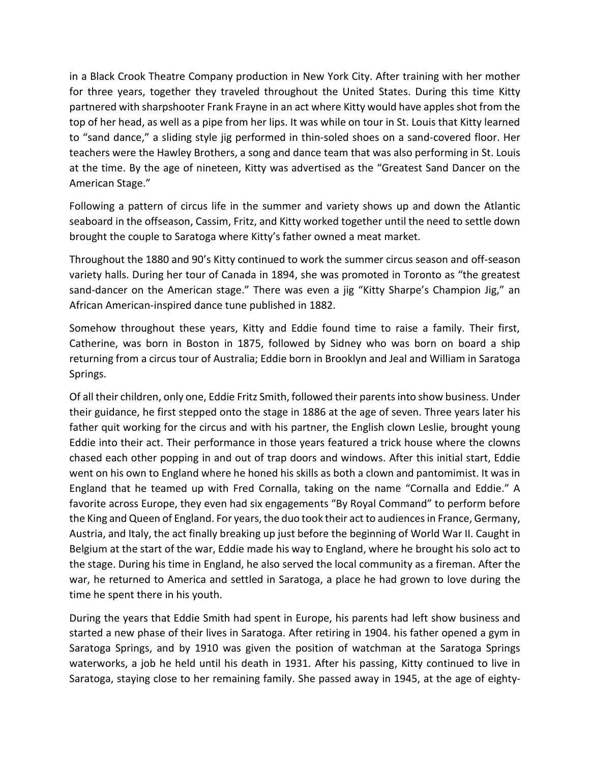in a Black Crook Theatre Company production in New York City. After training with her mother for three years, together they traveled throughout the United States. During this time Kitty partnered with sharpshooter Frank Frayne in an act where Kitty would have apples shot from the top of her head, as well as a pipe from her lips. It was while on tour in St. Louis that Kitty learned to "sand dance," a sliding style jig performed in thin-soled shoes on a sand-covered floor. Her teachers were the Hawley Brothers, a song and dance team that was also performing in St. Louis at the time. By the age of nineteen, Kitty was advertised as the "Greatest Sand Dancer on the American Stage."

Following a pattern of circus life in the summer and variety shows up and down the Atlantic seaboard in the offseason, Cassim, Fritz, and Kitty worked together until the need to settle down brought the couple to Saratoga where Kitty's father owned a meat market.

Throughout the 1880 and 90's Kitty continued to work the summer circus season and off-season variety halls. During her tour of Canada in 1894, she was promoted in Toronto as "the greatest sand-dancer on the American stage." There was even a jig "Kitty Sharpe's Champion Jig," an African American-inspired dance tune published in 1882.

Somehow throughout these years, Kitty and Eddie found time to raise a family. Their first, Catherine, was born in Boston in 1875, followed by Sidney who was born on board a ship returning from a circus tour of Australia; Eddie born in Brooklyn and Jeal and William in Saratoga Springs.

Of all their children, only one, Eddie Fritz Smith, followed their parents into show business. Under their guidance, he first stepped onto the stage in 1886 at the age of seven. Three years later his father quit working for the circus and with his partner, the English clown Leslie, brought young Eddie into their act. Their performance in those years featured a trick house where the clowns chased each other popping in and out of trap doors and windows. After this initial start, Eddie went on his own to England where he honed his skills as both a clown and pantomimist. It was in England that he teamed up with Fred Cornalla, taking on the name "Cornalla and Eddie." A favorite across Europe, they even had six engagements "By Royal Command" to perform before the King and Queen of England. For years, the duo took their act to audiences in France, Germany, Austria, and Italy, the act finally breaking up just before the beginning of World War II. Caught in Belgium at the start of the war, Eddie made his way to England, where he brought his solo act to the stage. During his time in England, he also served the local community as a fireman. After the war, he returned to America and settled in Saratoga, a place he had grown to love during the time he spent there in his youth.

During the years that Eddie Smith had spent in Europe, his parents had left show business and started a new phase of their lives in Saratoga. After retiring in 1904. his father opened a gym in Saratoga Springs, and by 1910 was given the position of watchman at the Saratoga Springs waterworks, a job he held until his death in 1931. After his passing, Kitty continued to live in Saratoga, staying close to her remaining family. She passed away in 1945, at the age of eighty-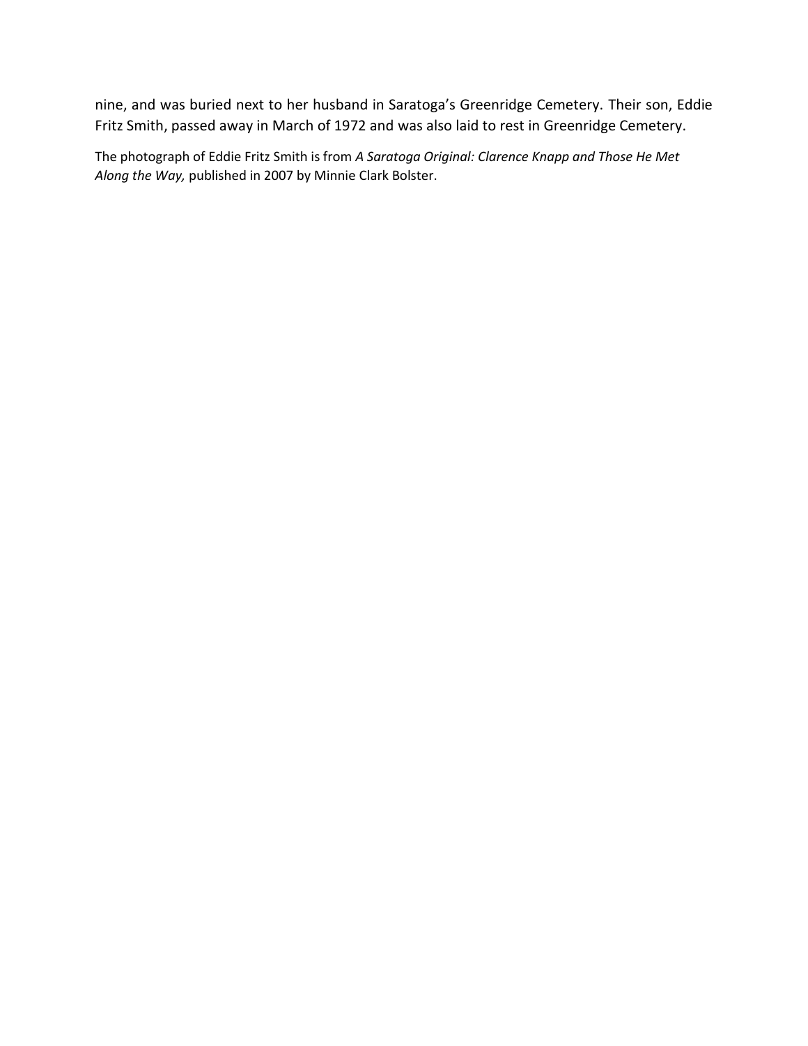nine, and was buried next to her husband in Saratoga's Greenridge Cemetery. Their son, Eddie Fritz Smith, passed away in March of 1972 and was also laid to rest in Greenridge Cemetery.

The photograph of Eddie Fritz Smith is from *A Saratoga Original: Clarence Knapp and Those He Met Along the Way,* published in 2007 by Minnie Clark Bolster.